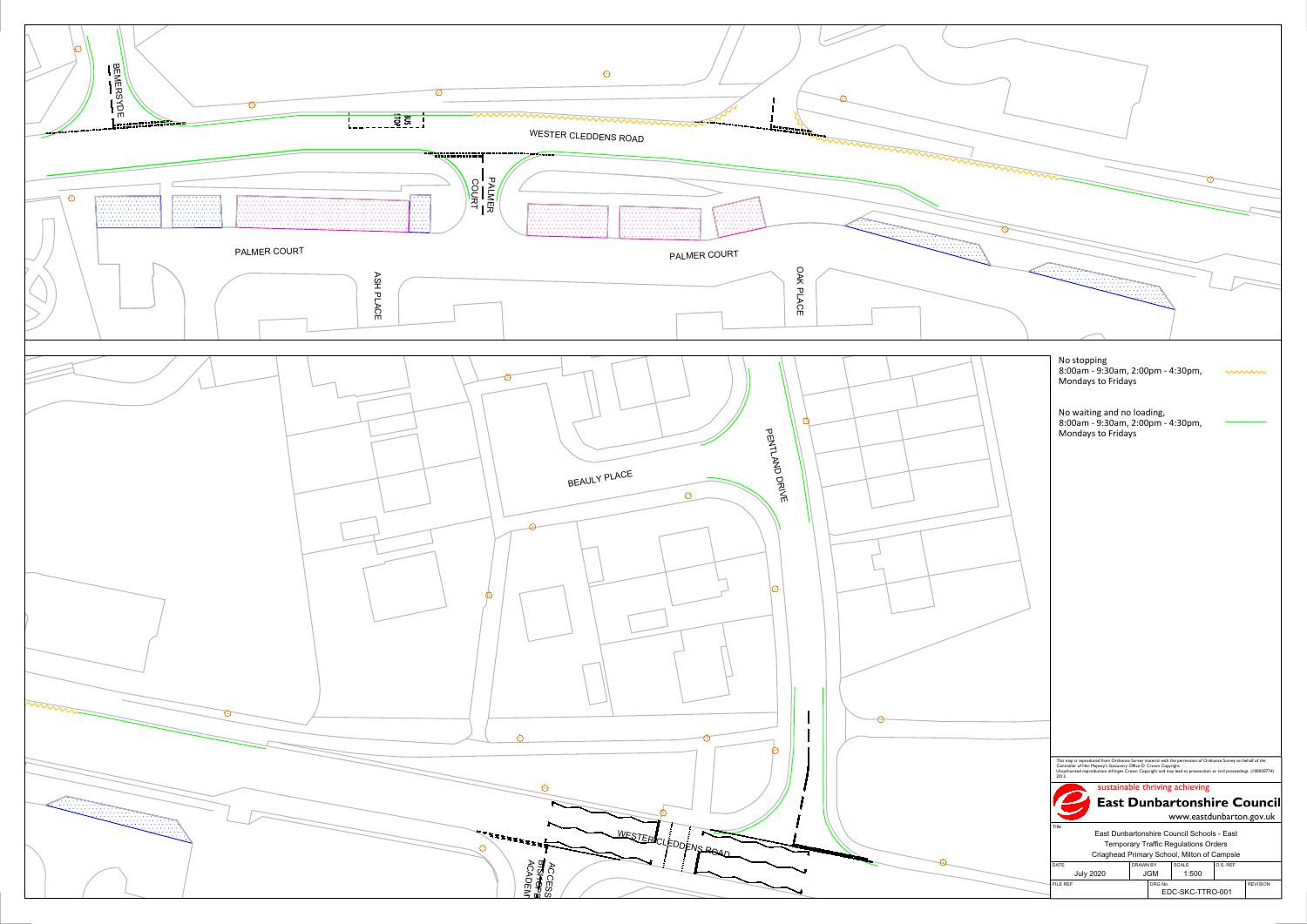BEMERSYDE

BUS STOP

WESTER CLEDDENS ROAD

PALMER COURT

PALMER COURT

PALMER COURT

ASH PLACE

OAK PLACE

BEAULY PLACE

PENTLAND DRIVE

WESTER CLEDDENS ROAD

ACCESS BISHOPB ACADEM

No stopping
8:00am - 9:30am, 2:00pm - 4:30pm,
Mondays to Fridays

No waiting and no loading,
8:00am - 9:30am, 2:00pm - 4:30pm,
Mondays to Fridays

This map is reproduced from Ordnance Survey material with the permission of Ordnance Survey on behalf of the Controller of Her Majesty's Stationery Office © Crown Copyright. Unauthorised reproduction infringes Crown Copyright and may lead to prosecution or civil proceedings. (100020774) 2013.

sustainable thriving achieving

**East Dunbartonshire Council**

www.eastdunbarton.gov.uk

Title

East Dunbartonshire Council Schools - East
Temporary Traffic Regulations Orders
Criaghead Primary School, Milton of Campsie

| DATE | DRAWN BY | SCALE | O.S. REF |
|---|---|---|---|
| July 2020 | JGM | 1:500 | |

| FILE REF | DRG No. | REVISION |
|---|---|---|
| | EDC-SKC-TTRO-001 | |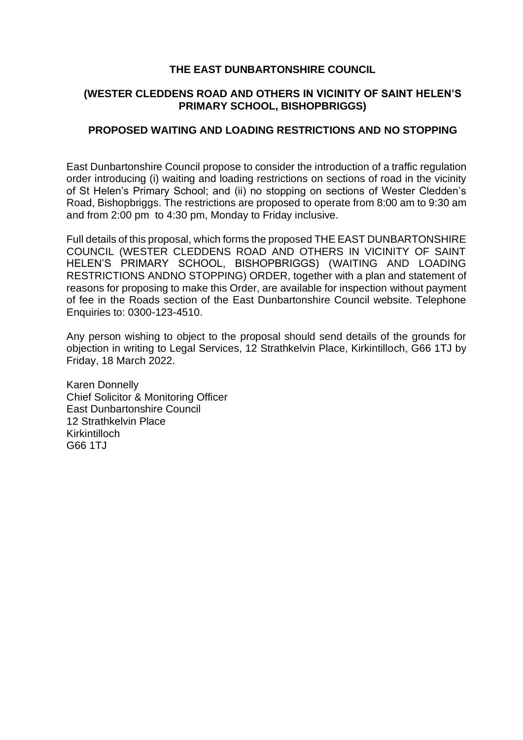**THE EAST DUNBARTONSHIRE COUNCIL**

**(WESTER CLEDDENS ROAD AND OTHERS IN VICINITY OF SAINT HELEN'S PRIMARY SCHOOL, BISHOPBRIGGS)**

**PROPOSED WAITING AND LOADING RESTRICTIONS AND NO STOPPING**

East Dunbartonshire Council propose to consider the introduction of a traffic regulation order introducing (i) waiting and loading restrictions on sections of road in the vicinity of St Helen's Primary School; and (ii) no stopping on sections of Wester Cledden's Road, Bishopbriggs. The restrictions are proposed to operate from 8:00 am to 9:30 am and from 2:00 pm to 4:30 pm, Monday to Friday inclusive.

Full details of this proposal, which forms the proposed THE EAST DUNBARTONSHIRE COUNCIL (WESTER CLEDDENS ROAD AND OTHERS IN VICINITY OF SAINT HELEN'S PRIMARY SCHOOL, BISHOPBRIGGS) (WAITING AND LOADING RESTRICTIONS ANDNO STOPPING) ORDER, together with a plan and statement of reasons for proposing to make this Order, are available for inspection without payment of fee in the Roads section of the East Dunbartonshire Council website. Telephone Enquiries to: 0300-123-4510.

Any person wishing to object to the proposal should send details of the grounds for objection in writing to Legal Services, 12 Strathkelvin Place, Kirkintilloch, G66 1TJ by Friday, 18 March 2022.

Karen Donnelly
Chief Solicitor & Monitoring Officer
East Dunbartonshire Council
12 Strathkelvin Place
Kirkintilloch
G66 1TJ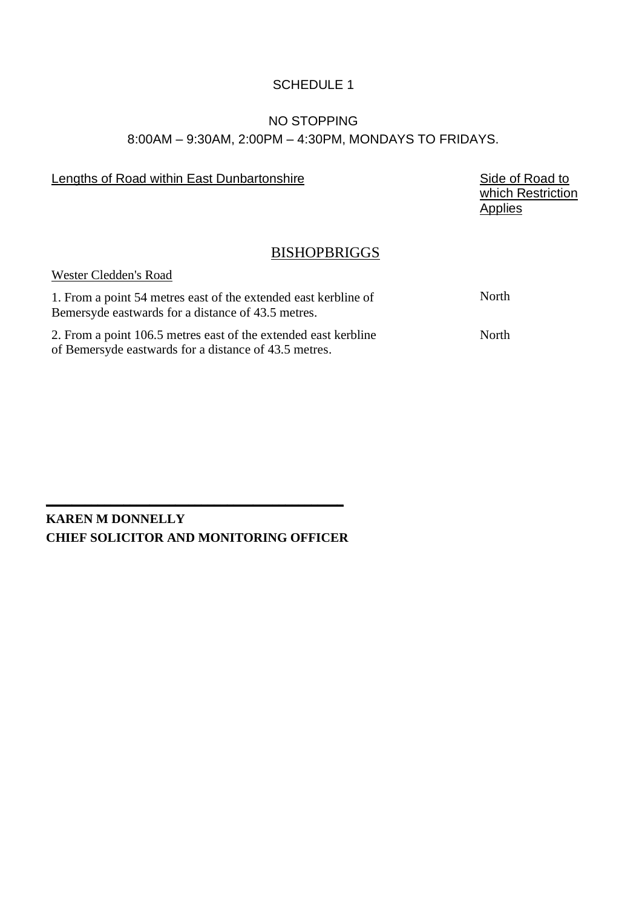# SCHEDULE 1

## NO STOPPING

## 8:00AM – 9:30AM, 2:00PM – 4:30PM, MONDAYS TO FRIDAYS.

| Lengths of Road within East Dunbartonshire | Side of Road to which Restriction Applies |
|---|---|
| **BISHOPBRIGGS** | |
| Wester Cledden's Road | |
| 1. From a point 54 metres east of the extended east kerbline of Bemersyde eastwards for a distance of 43.5 metres. | North |
| 2. From a point 106.5 metres east of the extended east kerbline of Bemersyde eastwards for a distance of 43.5 metres. | North |

**KAREN M DONNELLY**
**CHIEF SOLICITOR AND MONITORING OFFICER**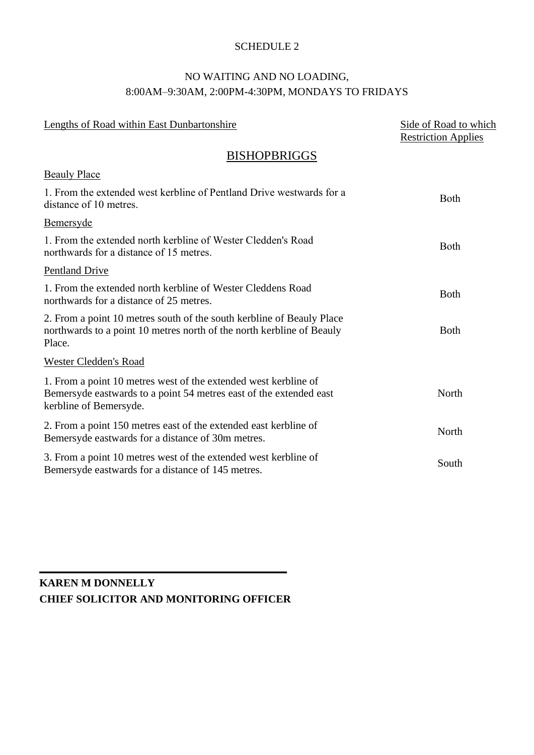SCHEDULE 2

NO WAITING AND NO LOADING,
8:00AM–9:30AM, 2:00PM-4:30PM, MONDAYS TO FRIDAYS

| Lengths of Road within East Dunbartonshire | Side of Road to which Restriction Applies |
|---|---|
| **BISHOPBRIGGS** | |
| Beauly Place | |
| 1. From the extended west kerbline of Pentland Drive westwards for a distance of 10 metres. | Both |
| Bemersyde | |
| 1. From the extended north kerbline of Wester Cledden's Road northwards for a distance of 15 metres. | Both |
| Pentland Drive | |
| 1. From the extended north kerbline of Wester Cleddens Road northwards for a distance of 25 metres. | Both |
| 2. From a point 10 metres south of the south kerbline of Beauly Place northwards to a point 10 metres north of the north kerbline of Beauly Place. | Both |
| Wester Cledden's Road | |
| 1. From a point 10 metres west of the extended west kerbline of Bemersyde eastwards to a point 54 metres east of the extended east kerbline of Bemersyde. | North |
| 2. From a point 150 metres east of the extended east kerbline of Bemersyde eastwards for a distance of 30m metres. | North |
| 3. From a point 10 metres west of the extended west kerbline of Bemersyde eastwards for a distance of 145 metres. | South |

**KAREN M DONNELLY**
**CHIEF SOLICITOR AND MONITORING OFFICER**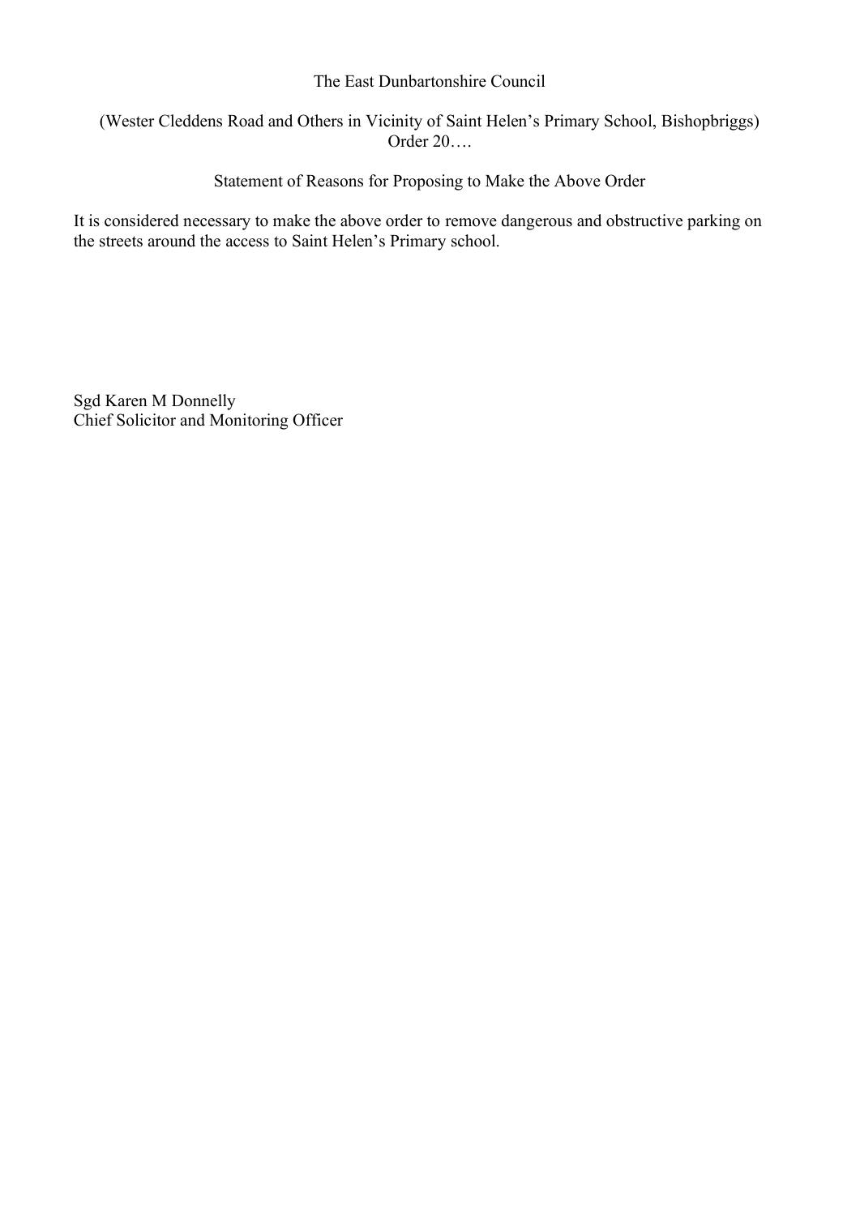The East Dunbartonshire Council

(Wester Cleddens Road and Others in Vicinity of Saint Helen's Primary School, Bishopbriggs) Order 20….

Statement of Reasons for Proposing to Make the Above Order

It is considered necessary to make the above order to remove dangerous and obstructive parking on the streets around the access to Saint Helen's Primary school.

Sgd Karen M Donnelly
Chief Solicitor and Monitoring Officer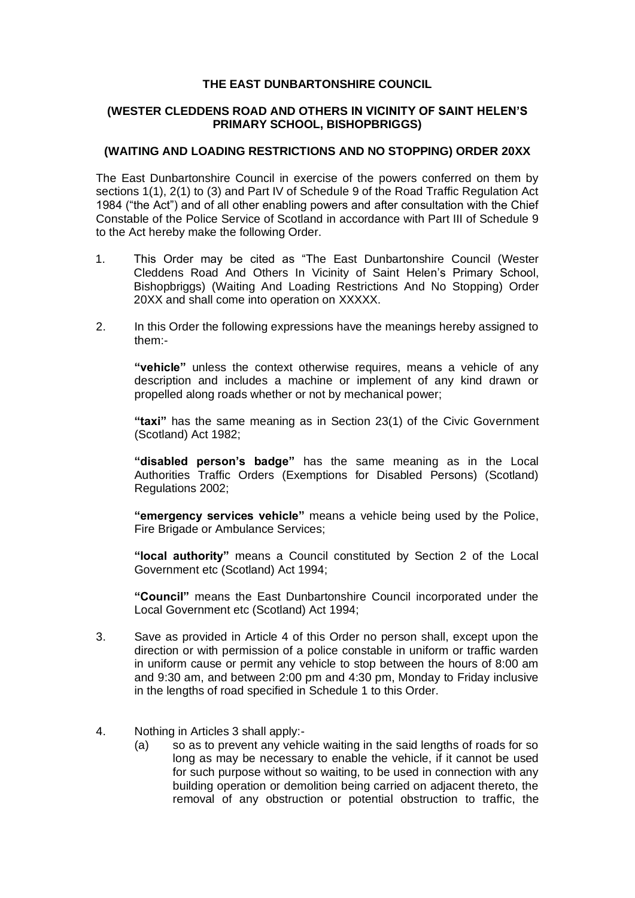**THE EAST DUNBARTONSHIRE COUNCIL**

**(WESTER CLEDDENS ROAD AND OTHERS IN VICINITY OF SAINT HELEN'S PRIMARY SCHOOL, BISHOPBRIGGS)**

**(WAITING AND LOADING RESTRICTIONS AND NO STOPPING) ORDER 20XX**

The East Dunbartonshire Council in exercise of the powers conferred on them by sections 1(1), 2(1) to (3) and Part IV of Schedule 9 of the Road Traffic Regulation Act 1984 ("the Act") and of all other enabling powers and after consultation with the Chief Constable of the Police Service of Scotland in accordance with Part III of Schedule 9 to the Act hereby make the following Order.

1. This Order may be cited as "The East Dunbartonshire Council (Wester Cleddens Road And Others In Vicinity of Saint Helen's Primary School, Bishopbriggs) (Waiting And Loading Restrictions And No Stopping) Order 20XX and shall come into operation on XXXXX.

2. In this Order the following expressions have the meanings hereby assigned to them:-

   **"vehicle"** unless the context otherwise requires, means a vehicle of any description and includes a machine or implement of any kind drawn or propelled along roads whether or not by mechanical power;

   **"taxi"** has the same meaning as in Section 23(1) of the Civic Government (Scotland) Act 1982;

   **"disabled person's badge"** has the same meaning as in the Local Authorities Traffic Orders (Exemptions for Disabled Persons) (Scotland) Regulations 2002;

   **"emergency services vehicle"** means a vehicle being used by the Police, Fire Brigade or Ambulance Services;

   **"local authority"** means a Council constituted by Section 2 of the Local Government etc (Scotland) Act 1994;

   **"Council"** means the East Dunbartonshire Council incorporated under the Local Government etc (Scotland) Act 1994;

3. Save as provided in Article 4 of this Order no person shall, except upon the direction or with permission of a police constable in uniform or traffic warden in uniform cause or permit any vehicle to stop between the hours of 8:00 am and 9:30 am, and between 2:00 pm and 4:30 pm, Monday to Friday inclusive in the lengths of road specified in Schedule 1 to this Order.

4. Nothing in Articles 3 shall apply:-
   (a) so as to prevent any vehicle waiting in the said lengths of roads for so long as may be necessary to enable the vehicle, if it cannot be used for such purpose without so waiting, to be used in connection with any building operation or demolition being carried on adjacent thereto, the removal of any obstruction or potential obstruction to traffic, the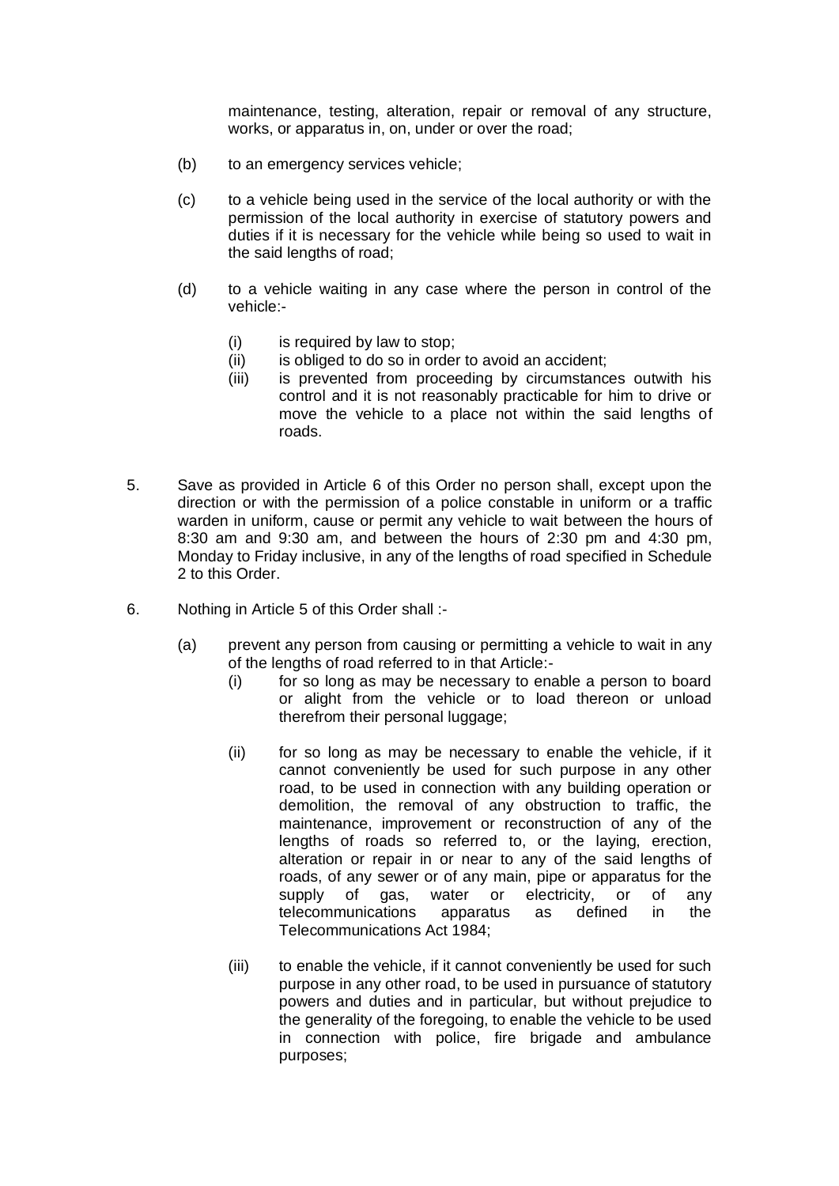maintenance, testing, alteration, repair or removal of any structure, works, or apparatus in, on, under or over the road;

(b) to an emergency services vehicle;

(c) to a vehicle being used in the service of the local authority or with the permission of the local authority in exercise of statutory powers and duties if it is necessary for the vehicle while being so used to wait in the said lengths of road;

(d) to a vehicle waiting in any case where the person in control of the vehicle:-

   (i) is required by law to stop;
   (ii) is obliged to do so in order to avoid an accident;
   (iii) is prevented from proceeding by circumstances outwith his control and it is not reasonably practicable for him to drive or move the vehicle to a place not within the said lengths of roads.

5. Save as provided in Article 6 of this Order no person shall, except upon the direction or with the permission of a police constable in uniform or a traffic warden in uniform, cause or permit any vehicle to wait between the hours of 8:30 am and 9:30 am, and between the hours of 2:30 pm and 4:30 pm, Monday to Friday inclusive, in any of the lengths of road specified in Schedule 2 to this Order.

6. Nothing in Article 5 of this Order shall :-

   (a) prevent any person from causing or permitting a vehicle to wait in any of the lengths of road referred to in that Article:-

      (i) for so long as may be necessary to enable a person to board or alight from the vehicle or to load thereon or unload therefrom their personal luggage;

      (ii) for so long as may be necessary to enable the vehicle, if it cannot conveniently be used for such purpose in any other road, to be used in connection with any building operation or demolition, the removal of any obstruction to traffic, the maintenance, improvement or reconstruction of any of the lengths of roads so referred to, or the laying, erection, alteration or repair in or near to any of the said lengths of roads, of any sewer or of any main, pipe or apparatus for the supply of gas, water or electricity, or of any telecommunications apparatus as defined in the Telecommunications Act 1984;

      (iii) to enable the vehicle, if it cannot conveniently be used for such purpose in any other road, to be used in pursuance of statutory powers and duties and in particular, but without prejudice to the generality of the foregoing, to enable the vehicle to be used in connection with police, fire brigade and ambulance purposes;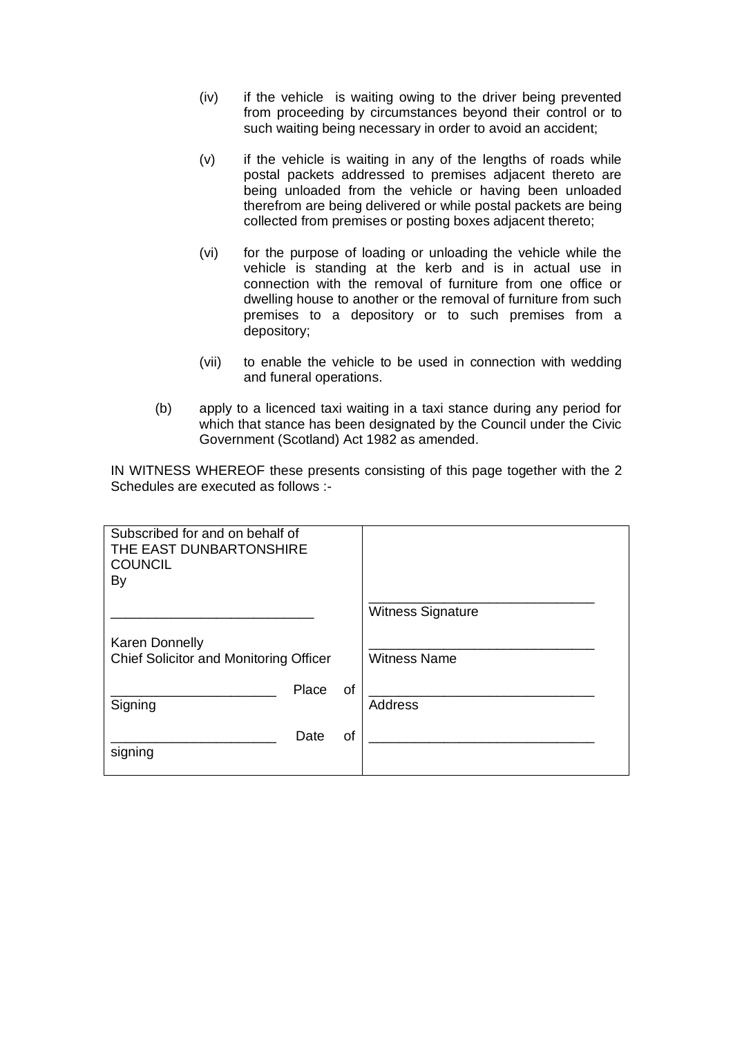(iv) if the vehicle is waiting owing to the driver being prevented from proceeding by circumstances beyond their control or to such waiting being necessary in order to avoid an accident;

(v) if the vehicle is waiting in any of the lengths of roads while postal packets addressed to premises adjacent thereto are being unloaded from the vehicle or having been unloaded therefrom are being delivered or while postal packets are being collected from premises or posting boxes adjacent thereto;

(vi) for the purpose of loading or unloading the vehicle while the vehicle is standing at the kerb and is in actual use in connection with the removal of furniture from one office or dwelling house to another or the removal of furniture from such premises to a depository or to such premises from a depository;

(vii) to enable the vehicle to be used in connection with wedding and funeral operations.

(b) apply to a licenced taxi waiting in a taxi stance during any period for which that stance has been designated by the Council under the Civic Government (Scotland) Act 1982 as amended.

IN WITNESS WHEREOF these presents consisting of this page together with the 2 Schedules are executed as follows :-

| | |
|---|---|
| Subscribed for and on behalf of THE EAST DUNBARTONSHIRE COUNCIL By | |
| ___________________________ | ______________________________ Witness Signature |
| Karen Donnelly<br>Chief Solicitor and Monitoring Officer | ______________________________ Witness Name |
| ______________________ Place of Signing | ______________________________ Address |
| ______________________ Date of signing | ______________________________ |